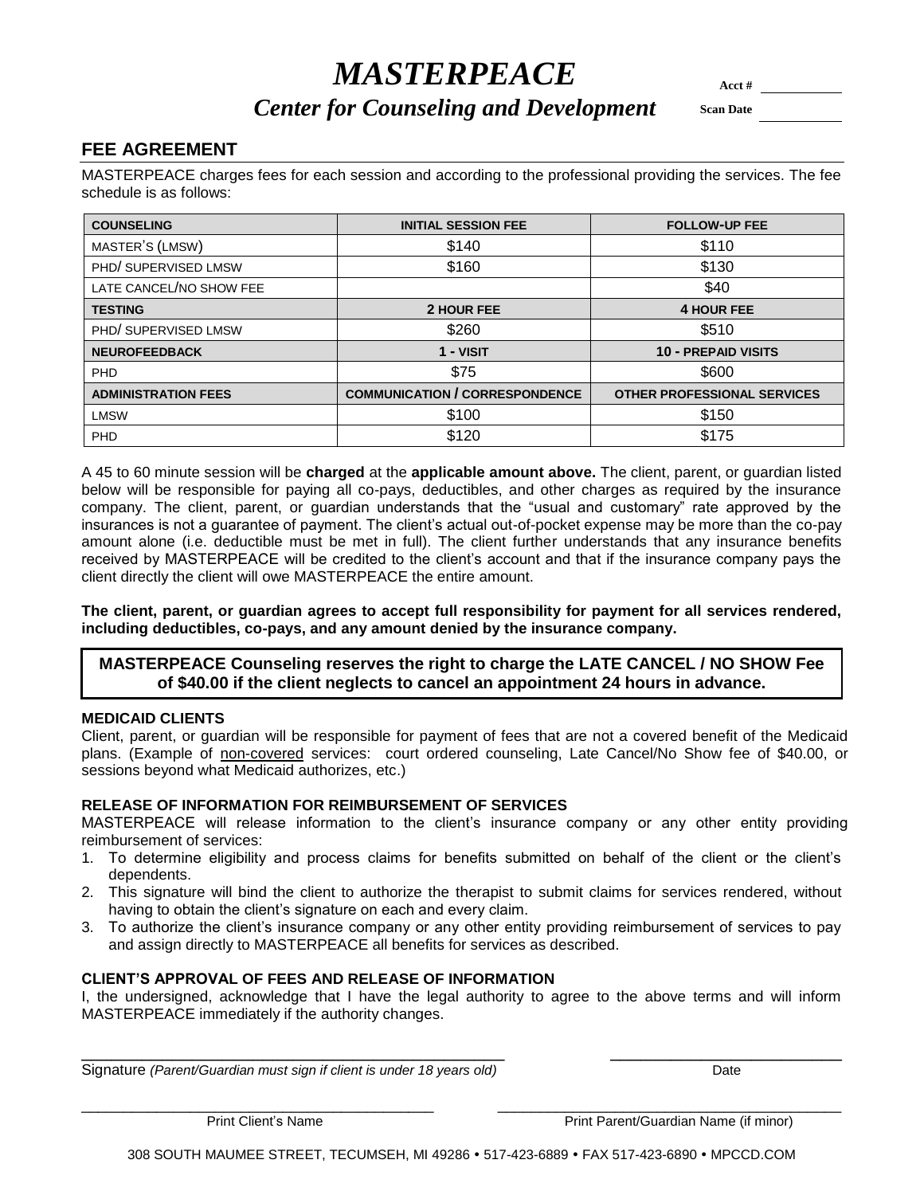# *MASTERPEACE*

## *Center for Counseling and Development*

Acct # ___________

Scan Date ___________

## FEE AGREEMENT

MASTERPEACE charges fees for each session and according to the professional providing the services. The fee schedule is as follows:

| **COUNSELING** | **INITIAL SESSION FEE** | **FOLLOW-UP FEE** |
|---|---|---|
| MASTER'S (LMSW) | $140 | $110 |
| PHD/ SUPERVISED LMSW | $160 | $130 |
| LATE CANCEL/NO SHOW FEE | | $40 |
| **TESTING** | **2 HOUR FEE** | **4 HOUR FEE** |
| PHD/ SUPERVISED LMSW | $260 | $510 |
| **NEUROFEEDBACK** | **1 - VISIT** | **10 - PREPAID VISITS** |
| PHD | $75 | $600 |
| **ADMINISTRATION FEES** | **COMMUNICATION / CORRESPONDENCE** | **OTHER PROFESSIONAL SERVICES** |
| LMSW | $100 | $150 |
| PHD | $120 | $175 |

A 45 to 60 minute session will be **charged** at the **applicable amount above.** The client, parent, or guardian listed below will be responsible for paying all co-pays, deductibles, and other charges as required by the insurance company. The client, parent, or guardian understands that the "usual and customary" rate approved by the insurances is not a guarantee of payment. The client's actual out-of-pocket expense may be more than the co-pay amount alone (i.e. deductible must be met in full). The client further understands that any insurance benefits received by MASTERPEACE will be credited to the client's account and that if the insurance company pays the client directly the client will owe MASTERPEACE the entire amount.

**The client, parent, or guardian agrees to accept full responsibility for payment for all services rendered, including deductibles, co-pays, and any amount denied by the insurance company.**

**MASTERPEACE Counseling reserves the right to charge the LATE CANCEL / NO SHOW Fee of $40.00 if the client neglects to cancel an appointment 24 hours in advance.**

### MEDICAID CLIENTS

Client, parent, or guardian will be responsible for payment of fees that are not a covered benefit of the Medicaid plans. (Example of non-covered services: court ordered counseling, Late Cancel/No Show fee of $40.00, or sessions beyond what Medicaid authorizes, etc.)

### RELEASE OF INFORMATION FOR REIMBURSEMENT OF SERVICES

MASTERPEACE will release information to the client's insurance company or any other entity providing reimbursement of services:

1. To determine eligibility and process claims for benefits submitted on behalf of the client or the client's dependents.
2. This signature will bind the client to authorize the therapist to submit claims for services rendered, without having to obtain the client's signature on each and every claim.
3. To authorize the client's insurance company or any other entity providing reimbursement of services to pay and assign directly to MASTERPEACE all benefits for services as described.

### CLIENT'S APPROVAL OF FEES AND RELEASE OF INFORMATION

I, the undersigned, acknowledge that I have the legal authority to agree to the above terms and will inform MASTERPEACE immediately if the authority changes.

_______________________________________________ ___________________________

Signature *(Parent/Guardian must sign if client is under 18 years old)* Date

_______________________________________________ _______________________________________________

Print Client's Name Print Parent/Guardian Name (if minor)

308 SOUTH MAUMEE STREET, TECUMSEH, MI 49286 • 517-423-6889 • FAX 517-423-6890 • MPCCD.COM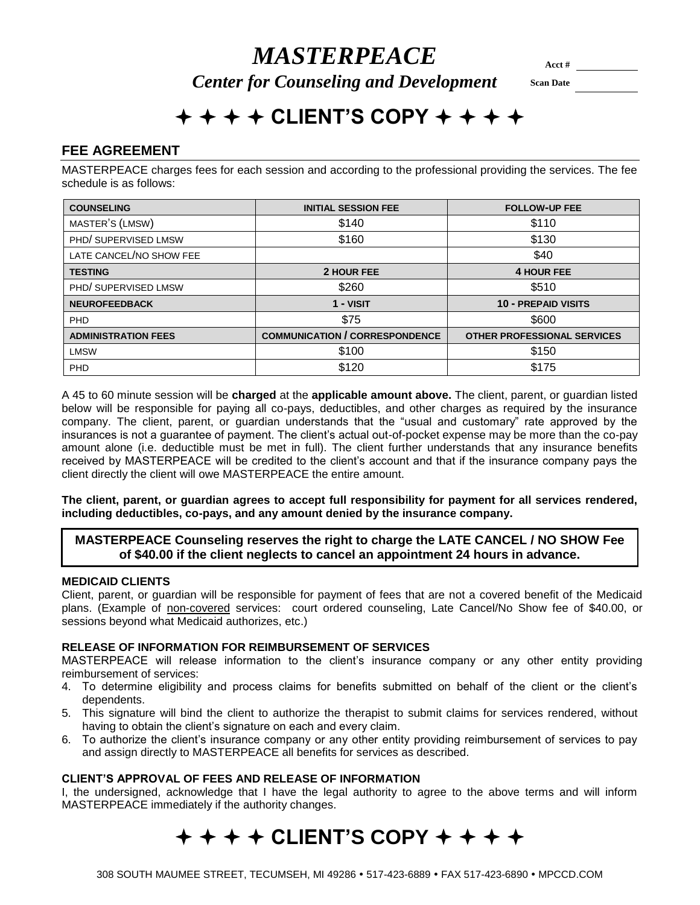# *MASTERPEACE*

***Center for Counseling and Development***

**Acct #** ____________

**Scan Date** ____________

## ✦ ✦ ✦ ✦ CLIENT'S COPY ✦ ✦ ✦ ✦

## FEE AGREEMENT

MASTERPEACE charges fees for each session and according to the professional providing the services. The fee schedule is as follows:

| **COUNSELING** | **INITIAL SESSION FEE** | **FOLLOW-UP FEE** |
|---|---|---|
| MASTER'S (LMSW) | $140 | $110 |
| PHD/ SUPERVISED LMSW | $160 | $130 |
| LATE CANCEL/NO SHOW FEE | | $40 |
| **TESTING** | **2 HOUR FEE** | **4 HOUR FEE** |
| PHD/ SUPERVISED LMSW | $260 | $510 |
| **NEUROFEEDBACK** | **1 - VISIT** | **10 - PREPAID VISITS** |
| PHD | $75 | $600 |
| **ADMINISTRATION FEES** | **COMMUNICATION / CORRESPONDENCE** | **OTHER PROFESSIONAL SERVICES** |
| LMSW | $100 | $150 |
| PHD | $120 | $175 |

A 45 to 60 minute session will be **charged** at the **applicable amount above.** The client, parent, or guardian listed below will be responsible for paying all co-pays, deductibles, and other charges as required by the insurance company. The client, parent, or guardian understands that the "usual and customary" rate approved by the insurances is not a guarantee of payment. The client's actual out-of-pocket expense may be more than the co-pay amount alone (i.e. deductible must be met in full). The client further understands that any insurance benefits received by MASTERPEACE will be credited to the client's account and that if the insurance company pays the client directly the client will owe MASTERPEACE the entire amount.

**The client, parent, or guardian agrees to accept full responsibility for payment for all services rendered, including deductibles, co-pays, and any amount denied by the insurance company.**

**MASTERPEACE Counseling reserves the right to charge the LATE CANCEL / NO SHOW Fee of $40.00 if the client neglects to cancel an appointment 24 hours in advance.**

### MEDICAID CLIENTS

Client, parent, or guardian will be responsible for payment of fees that are not a covered benefit of the Medicaid plans. (Example of non-covered services: court ordered counseling, Late Cancel/No Show fee of $40.00, or sessions beyond what Medicaid authorizes, etc.)

### RELEASE OF INFORMATION FOR REIMBURSEMENT OF SERVICES

MASTERPEACE will release information to the client's insurance company or any other entity providing reimbursement of services:

4. To determine eligibility and process claims for benefits submitted on behalf of the client or the client's dependents.
5. This signature will bind the client to authorize the therapist to submit claims for services rendered, without having to obtain the client's signature on each and every claim.
6. To authorize the client's insurance company or any other entity providing reimbursement of services to pay and assign directly to MASTERPEACE all benefits for services as described.

### CLIENT'S APPROVAL OF FEES AND RELEASE OF INFORMATION

I, the undersigned, acknowledge that I have the legal authority to agree to the above terms and will inform MASTERPEACE immediately if the authority changes.

## ✦ ✦ ✦ ✦ CLIENT'S COPY ✦ ✦ ✦ ✦

308 SOUTH MAUMEE STREET, TECUMSEH, MI 49286 • 517-423-6889 • FAX 517-423-6890 • MPCCD.COM